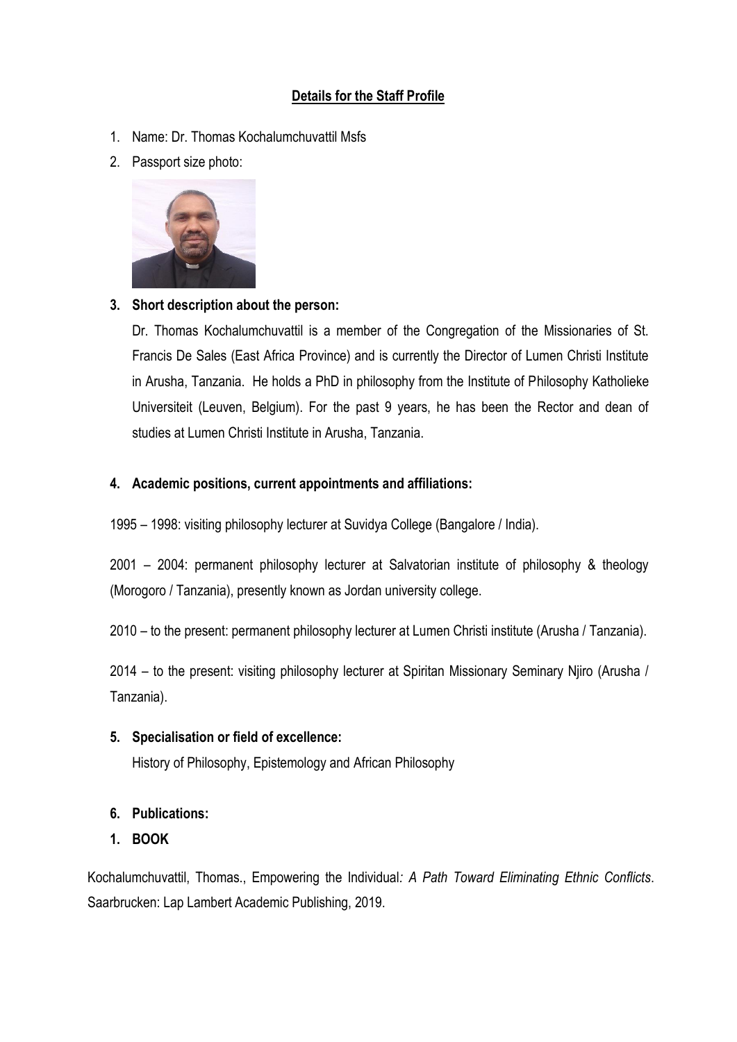**<u>Details for the Staff Profile</u>**

1. Name: Dr. Thomas Kochalumchuvattil Msfs
2. Passport size photo:
3. **Short description about the person:**

   Dr. Thomas Kochalumchuvattil is a member of the Congregation of the Missionaries of St. Francis De Sales (East Africa Province) and is currently the Director of Lumen Christi Institute in Arusha, Tanzania. He holds a PhD in philosophy from the Institute of Philosophy Katholieke Universiteit (Leuven, Belgium). For the past 9 years, he has been the Rector and dean of studies at Lumen Christi Institute in Arusha, Tanzania.

4. **Academic positions, current appointments and affiliations:**

1995 – 1998: visiting philosophy lecturer at Suvidya College (Bangalore / India).

2001 – 2004: permanent philosophy lecturer at Salvatorian institute of philosophy & theology (Morogoro / Tanzania), presently known as Jordan university college.

2010 – to the present: permanent philosophy lecturer at Lumen Christi institute (Arusha / Tanzania).

2014 – to the present: visiting philosophy lecturer at Spiritan Missionary Seminary Njiro (Arusha / Tanzania).

5. **Specialisation or field of excellence:**

   History of Philosophy, Epistemology and African Philosophy

6. **Publications:**

1. **BOOK**

Kochalumchuvattil, Thomas., Empowering the Individual*: A Path Toward Eliminating Ethnic Conflicts*. Saarbrucken: Lap Lambert Academic Publishing, 2019.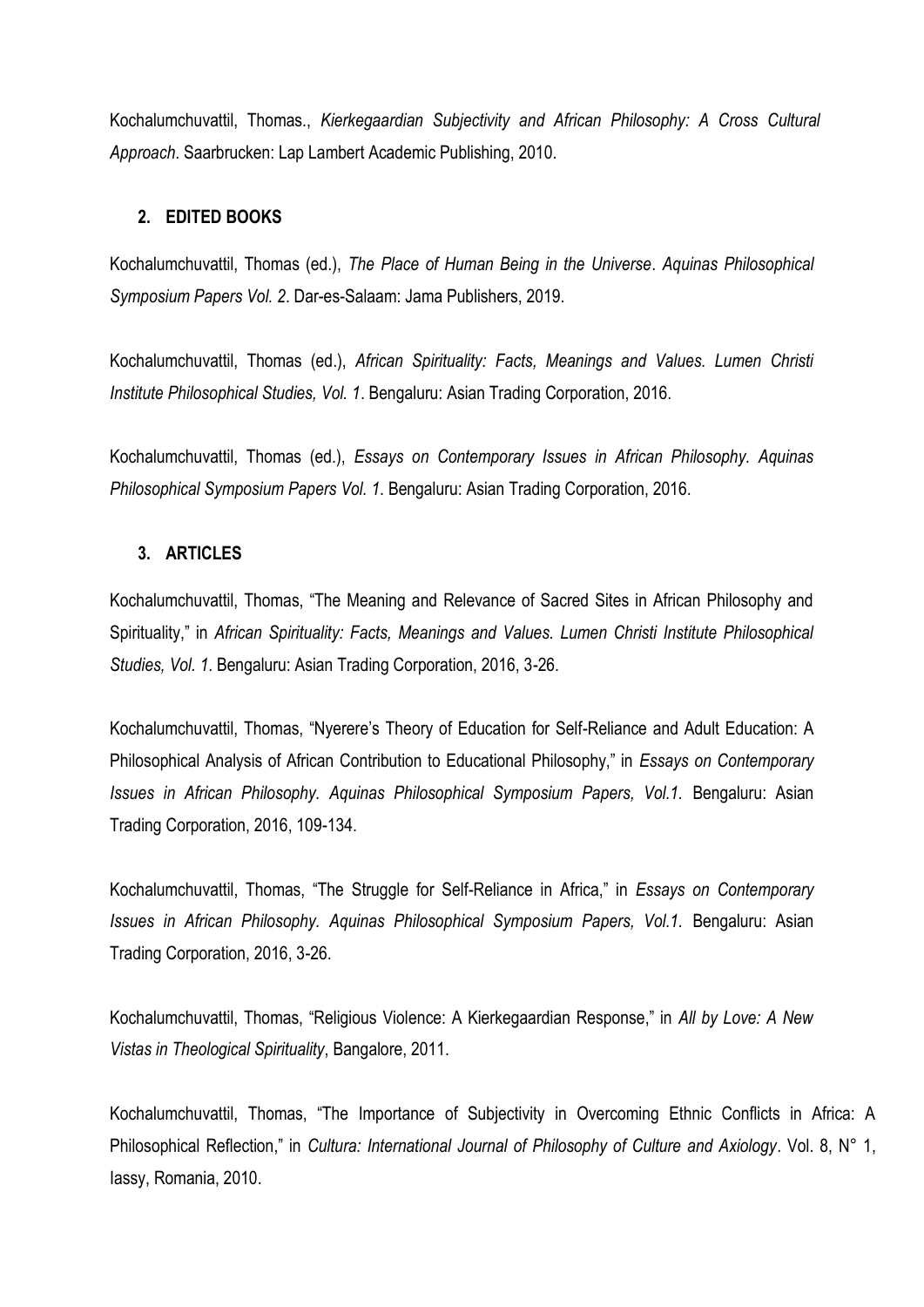Kochalumchuvattil, Thomas., *Kierkegaardian Subjectivity and African Philosophy: A Cross Cultural Approach*. Saarbrucken: Lap Lambert Academic Publishing, 2010.

## 2. EDITED BOOKS

Kochalumchuvattil, Thomas (ed.), *The Place of Human Being in the Universe*. *Aquinas Philosophical Symposium Papers Vol. 2*. Dar-es-Salaam: Jama Publishers, 2019.

Kochalumchuvattil, Thomas (ed.), *African Spirituality: Facts, Meanings and Values. Lumen Christi Institute Philosophical Studies, Vol. 1*. Bengaluru: Asian Trading Corporation, 2016.

Kochalumchuvattil, Thomas (ed.), *Essays on Contemporary Issues in African Philosophy. Aquinas Philosophical Symposium Papers Vol. 1*. Bengaluru: Asian Trading Corporation, 2016.

## 3. ARTICLES

Kochalumchuvattil, Thomas, "The Meaning and Relevance of Sacred Sites in African Philosophy and Spirituality," in *African Spirituality: Facts, Meanings and Values. Lumen Christi Institute Philosophical Studies, Vol. 1*. Bengaluru: Asian Trading Corporation, 2016, 3-26.

Kochalumchuvattil, Thomas, "Nyerere's Theory of Education for Self-Reliance and Adult Education: A Philosophical Analysis of African Contribution to Educational Philosophy," in *Essays on Contemporary Issues in African Philosophy. Aquinas Philosophical Symposium Papers, Vol.1*. Bengaluru: Asian Trading Corporation, 2016, 109-134.

Kochalumchuvattil, Thomas, "The Struggle for Self-Reliance in Africa," in *Essays on Contemporary Issues in African Philosophy. Aquinas Philosophical Symposium Papers, Vol.1*. Bengaluru: Asian Trading Corporation, 2016, 3-26.

Kochalumchuvattil, Thomas, "Religious Violence: A Kierkegaardian Response," in *All by Love: A New Vistas in Theological Spirituality*, Bangalore, 2011.

Kochalumchuvattil, Thomas, "The Importance of Subjectivity in Overcoming Ethnic Conflicts in Africa: A Philosophical Reflection," in *Cultura: International Journal of Philosophy of Culture and Axiology*. Vol. 8, N° 1, Iassy, Romania, 2010.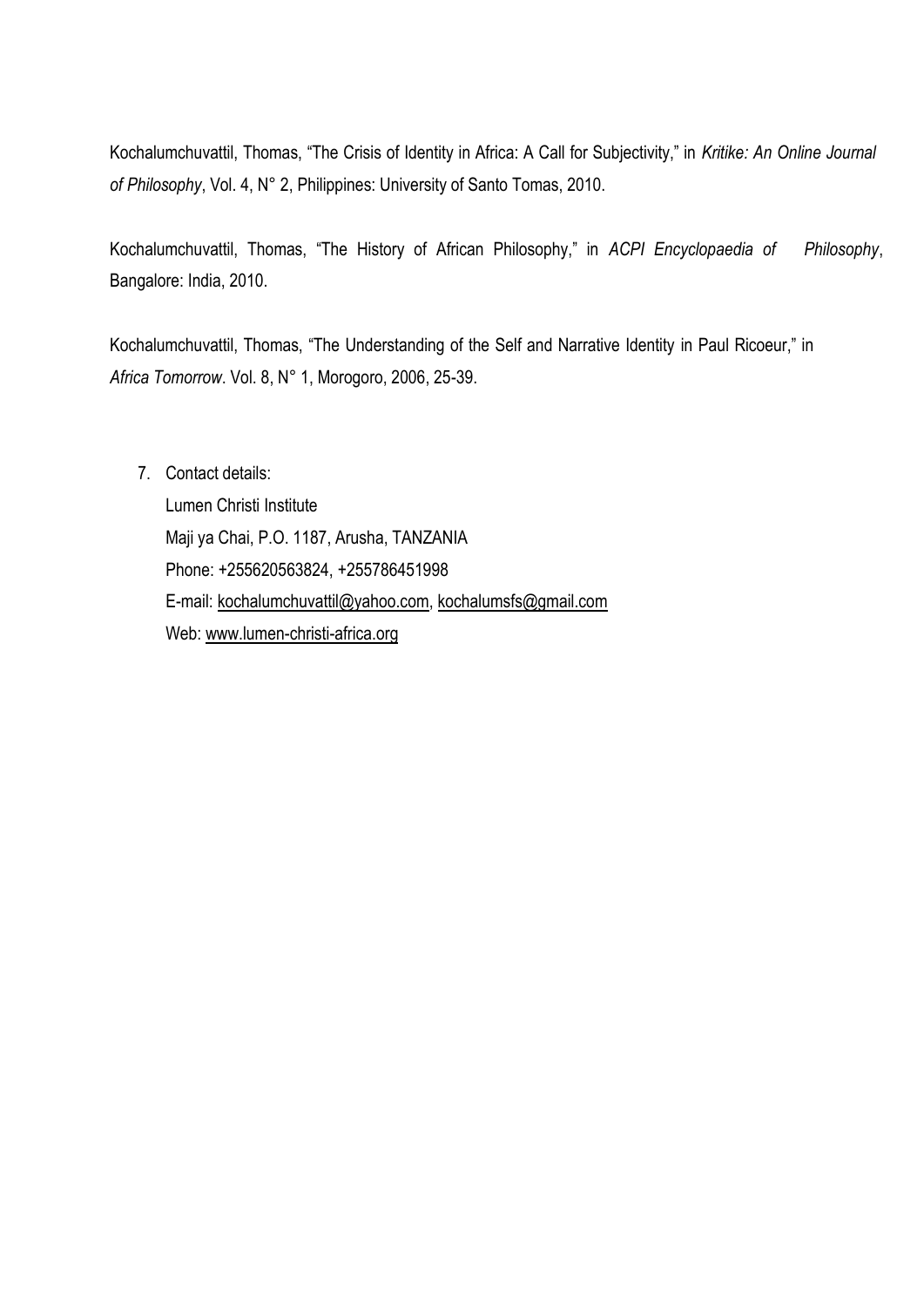Kochalumchuvattil, Thomas, "The Crisis of Identity in Africa: A Call for Subjectivity," in *Kritike: An Online Journal of Philosophy*, Vol. 4, N° 2, Philippines: University of Santo Tomas, 2010.

Kochalumchuvattil, Thomas, "The History of African Philosophy," in *ACPI Encyclopaedia of Philosophy*, Bangalore: India, 2010.

Kochalumchuvattil, Thomas, "The Understanding of the Self and Narrative Identity in Paul Ricoeur," in *Africa Tomorrow*. Vol. 8, N° 1, Morogoro, 2006, 25-39.

7. Contact details:

   Lumen Christi Institute

   Maji ya Chai, P.O. 1187, Arusha, TANZANIA

   Phone: +255620563824, +255786451998

   E-mail: kochalumchuvattil@yahoo.com, kochalumsfs@gmail.com

   Web: www.lumen-christi-africa.org